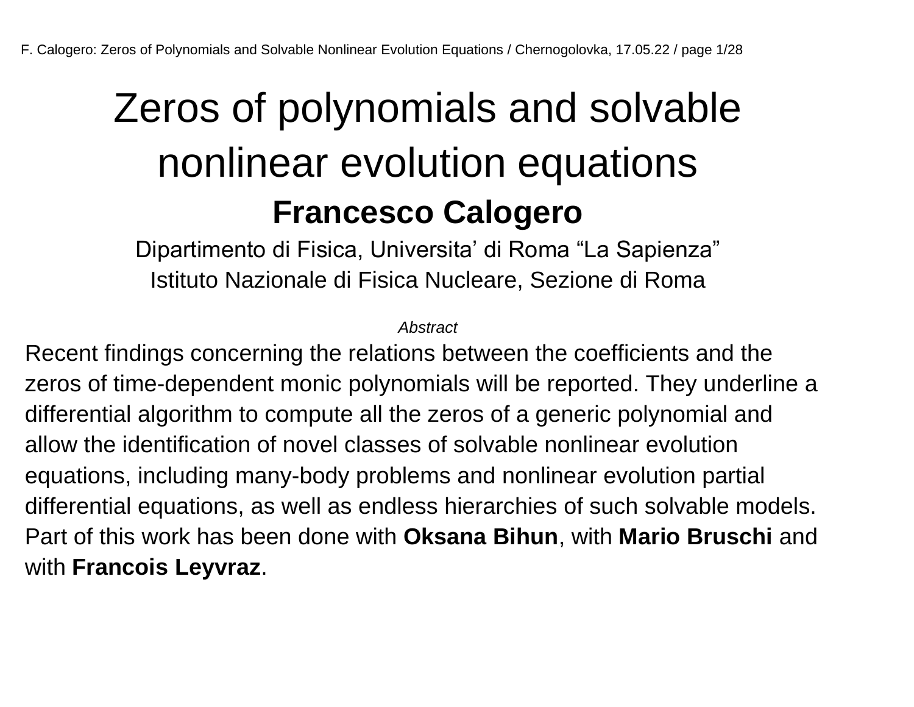# Zeros of polynomials and solvable nonlinear evolution equations

**Francesco Calogero**

Dipartimento di Fisica, Universita’ di Roma “La Sapienza”
Istituto Nazionale di Fisica Nucleare, Sezione di Roma

*Abstract*

Recent findings concerning the relations between the coefficients and the zeros of time-dependent monic polynomials will be reported. They underline a differential algorithm to compute all the zeros of a generic polynomial and allow the identification of novel classes of solvable nonlinear evolution equations, including many-body problems and nonlinear evolution partial differential equations, as well as endless hierarchies of such solvable models. Part of this work has been done with **Oksana Bihun**, with **Mario Bruschi** and with **Francois Leyvraz**.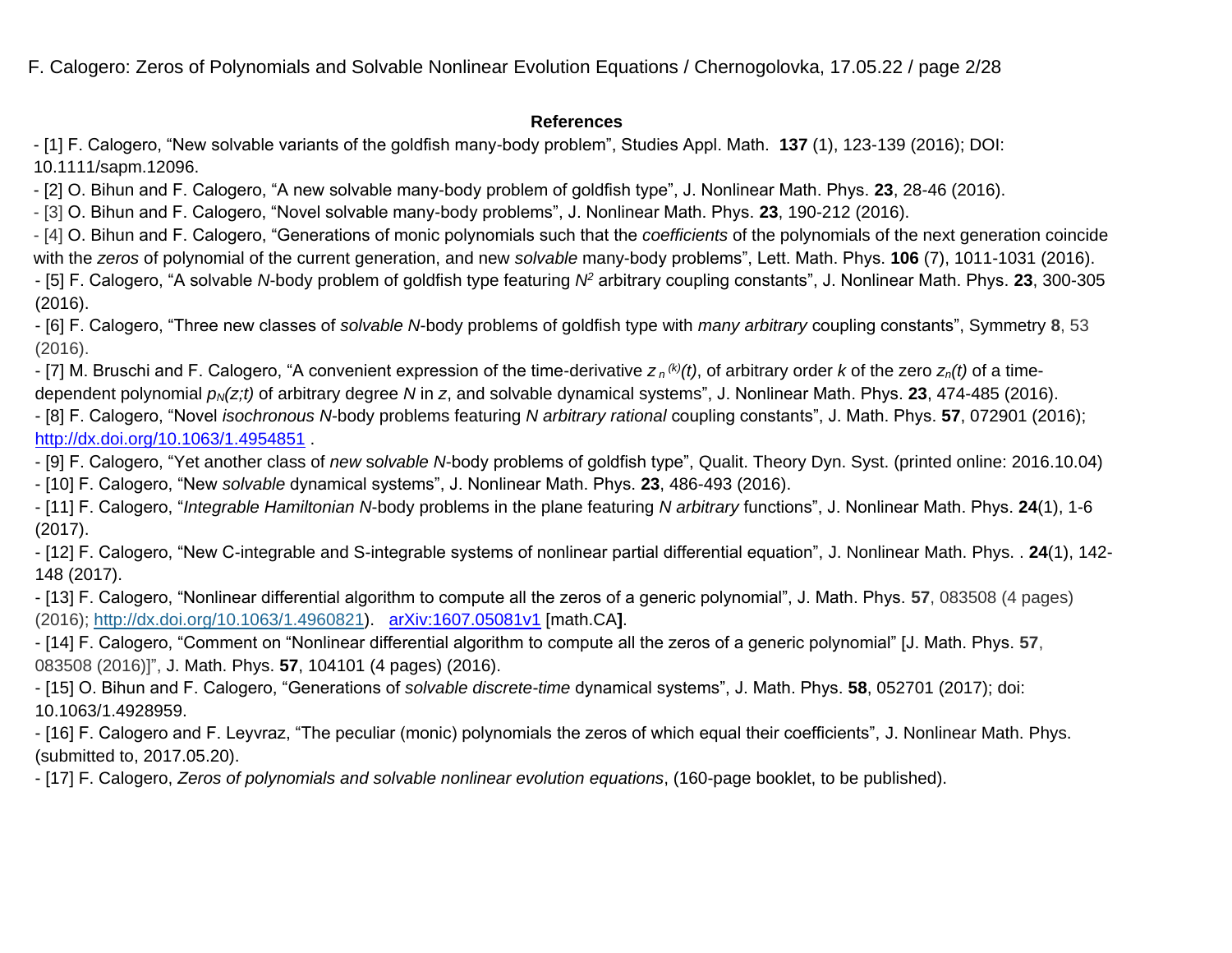**References**

- [1] F. Calogero, "New solvable variants of the goldfish many-body problem", Studies Appl. Math. **137** (1), 123-139 (2016); DOI: 10.1111/sapm.12096.
- [2] O. Bihun and F. Calogero, "A new solvable many-body problem of goldfish type", J. Nonlinear Math. Phys. **23**, 28-46 (2016).
- [3] O. Bihun and F. Calogero, "Novel solvable many-body problems", J. Nonlinear Math. Phys. **23**, 190-212 (2016).
- [4] O. Bihun and F. Calogero, "Generations of monic polynomials such that the *coefficients* of the polynomials of the next generation coincide with the *zeros* of polynomial of the current generation, and new *solvable* many-body problems", Lett. Math. Phys. **106** (7), 1011-1031 (2016).
- [5] F. Calogero, "A solvable $N$-body problem of goldfish type featuring $N^2$ arbitrary coupling constants", J. Nonlinear Math. Phys. **23**, 300-305 (2016).
- [6] F. Calogero, "Three new classes of *solvable N*-body problems of goldfish type with *many arbitrary* coupling constants", Symmetry **8**, 53 (2016).
- [7] M. Bruschi and F. Calogero, "A convenient expression of the time-derivative $z_n^{(k)}(t)$, of arbitrary order $k$ of the zero $z_n(t)$ of a time-dependent polynomial $p_N(z;t)$ of arbitrary degree $N$ in $z$, and solvable dynamical systems", J. Nonlinear Math. Phys. **23**, 474-485 (2016).
- [8] F. Calogero, "Novel *isochronous N*-body problems featuring *N arbitrary rational* coupling constants", J. Math. Phys. **57**, 072901 (2016); http://dx.doi.org/10.1063/1.4954851 .
- [9] F. Calogero, "Yet another class of *new* s*olvable N*-body problems of goldfish type", Qualit. Theory Dyn. Syst. (printed online: 2016.10.04)
- [10] F. Calogero, "New *solvable* dynamical systems", J. Nonlinear Math. Phys. **23**, 486-493 (2016).
- [11] F. Calogero, "*Integrable Hamiltonian N*-body problems in the plane featuring *N arbitrary* functions", J. Nonlinear Math. Phys. **24**(1), 1-6 (2017).
- [12] F. Calogero, "New C-integrable and S-integrable systems of nonlinear partial differential equation", J. Nonlinear Math. Phys. . **24**(1), 142-148 (2017).
- [13] F. Calogero, "Nonlinear differential algorithm to compute all the zeros of a generic polynomial", J. Math. Phys. **57**, 083508 (4 pages) (2016); http://dx.doi.org/10.1063/1.4960821). arXiv:1607.05081v1 [math.CA**]**.
- [14] F. Calogero, "Comment on "Nonlinear differential algorithm to compute all the zeros of a generic polynomial" [J. Math. Phys. **57**, 083508 (2016)]", J. Math. Phys. **57**, 104101 (4 pages) (2016).
- [15] O. Bihun and F. Calogero, "Generations of *solvable discrete-time* dynamical systems", J. Math. Phys. **58**, 052701 (2017); doi: 10.1063/1.4928959.
- [16] F. Calogero and F. Leyvraz, "The peculiar (monic) polynomials the zeros of which equal their coefficients", J. Nonlinear Math. Phys. (submitted to, 2017.05.20).
- [17] F. Calogero, *Zeros of polynomials and solvable nonlinear evolution equations*, (160-page booklet, to be published).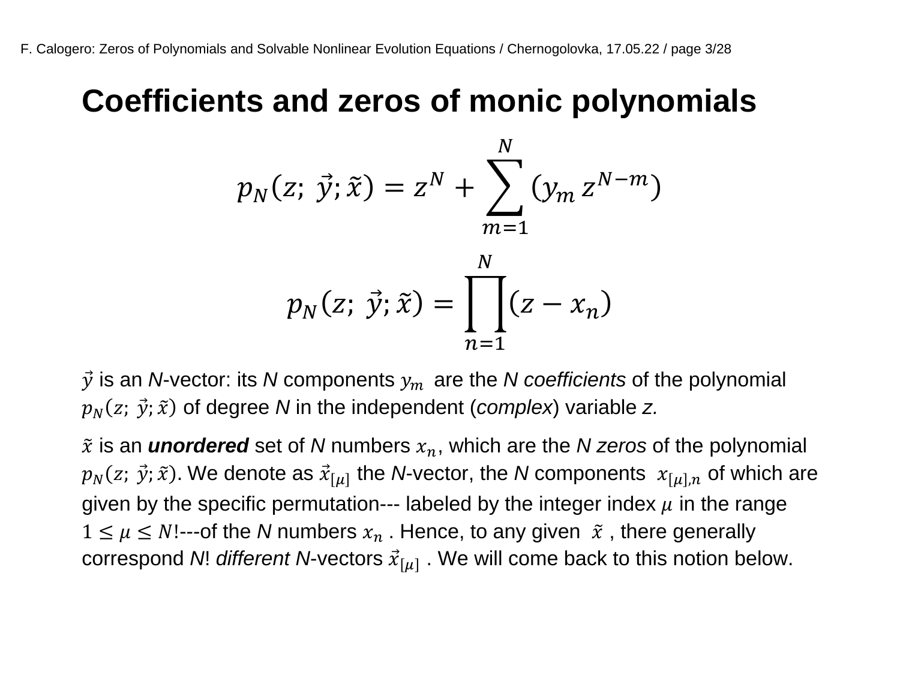# Coefficients and zeros of monic polynomials

$$p_N(z;\ \vec{y};\tilde{x}) = z^N + \sum_{m=1}^{N}(y_m\, z^{N-m})$$

$$p_N(z;\ \vec{y};\tilde{x}) = \prod_{n=1}^{N}(z - x_n)$$

$\vec{y}$ is an *N*-vector: its *N* components $y_m$ are the *N coefficients* of the polynomial $p_N(z;\ \vec{y};\tilde{x})$ of degree *N* in the independent (*complex*) variable *z.*

$\tilde{x}$ is an ***unordered*** set of *N* numbers $x_n$, which are the *N zeros* of the polynomial $p_N(z;\ \vec{y};\tilde{x})$. We denote as $\vec{x}_{[\mu]}$ the *N*-vector, the *N* components $x_{[\mu],n}$ of which are given by the specific permutation--- labeled by the integer index $\mu$ in the range $1 \leq \mu \leq N!$---of the *N* numbers $x_n$ . Hence, to any given $\tilde{x}$ , there generally correspond *N*! *different N*-vectors $\vec{x}_{[\mu]}$ . We will come back to this notion below.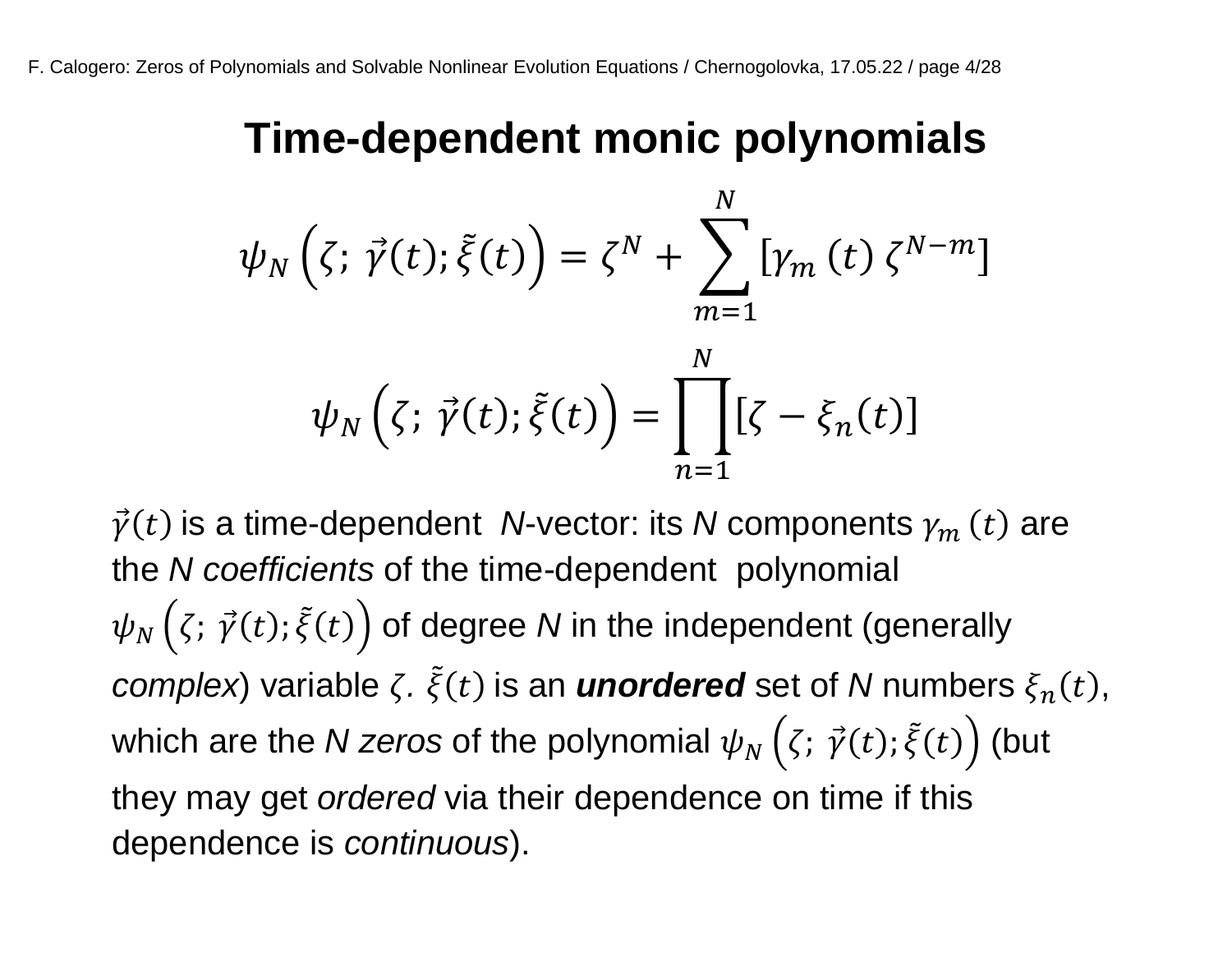# Time-dependent monic polynomials

$$\psi_N\left(\zeta;\ \vec{\gamma}(t);\tilde{\xi}(t)\right) = \zeta^N + \sum_{m=1}^{N}\left[\gamma_m\,(t)\,\zeta^{N-m}\right]$$

$$\psi_N\left(\zeta;\ \vec{\gamma}(t);\tilde{\xi}(t)\right) = \prod_{n=1}^{N}\left[\zeta - \xi_n(t)\right]$$

$\vec{\gamma}(t)$ is a time-dependent *N*-vector: its *N* components $\gamma_m\,(t)$ are the *N coefficients* of the time-dependent polynomial $\psi_N\left(\zeta;\ \vec{\gamma}(t);\tilde{\xi}(t)\right)$ of degree *N* in the independent (generally *complex*) variable $\zeta$. $\tilde{\xi}(t)$ is an ***unordered*** set of *N* numbers $\xi_n(t)$, which are the *N zeros* of the polynomial $\psi_N\left(\zeta;\ \vec{\gamma}(t);\tilde{\xi}(t)\right)$ (but they may get *ordered* via their dependence on time if this dependence is *continuous*).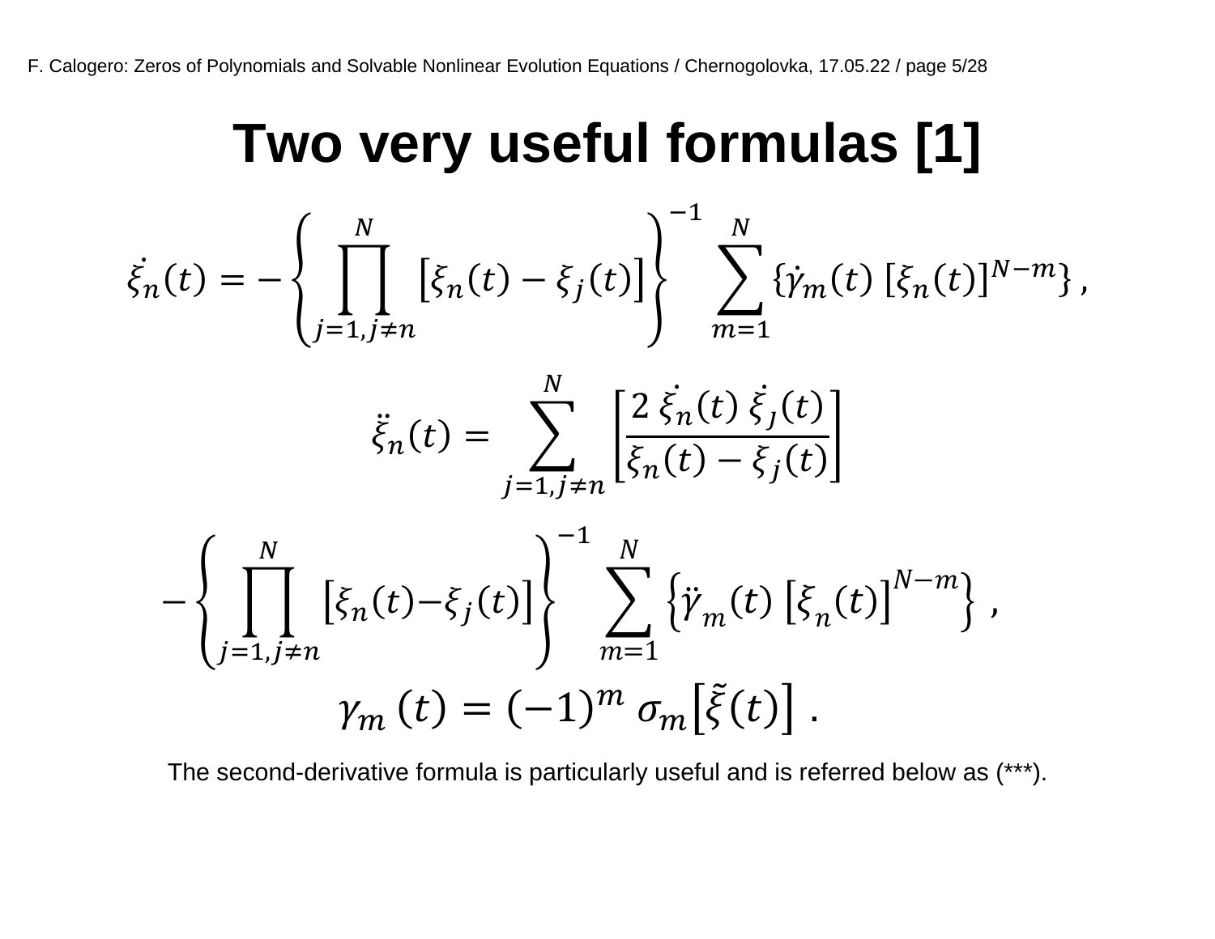# Two very useful formulas [1]

$$\dot{\xi}_n(t) = -\left\{\prod_{j=1, j\neq n}^{N} \left[\xi_n(t) - \xi_j(t)\right]\right\}^{-1} \sum_{m=1}^{N} \left\{\dot{\gamma}_m(t)\, [\xi_n(t)]^{N-m}\right\},$$

$$\ddot{\xi}_n(t) = \sum_{j=1, j\neq n}^{N} \left[\frac{2\, \dot{\xi}_n(t)\, \dot{\xi}_j(t)}{\xi_n(t) - \xi_j(t)}\right]$$

$$-\left\{\prod_{j=1, j\neq n}^{N} \left[\xi_n(t) - \xi_j(t)\right]\right\}^{-1} \sum_{m=1}^{N} \left\{\ddot{\gamma}_m(t)\, \left[\xi_n(t)\right]^{N-m}\right\},$$

$$\gamma_m(t) = (-1)^m\, \sigma_m\left[\tilde{\xi}(t)\right].$$

The second-derivative formula is particularly useful and is referred below as (***).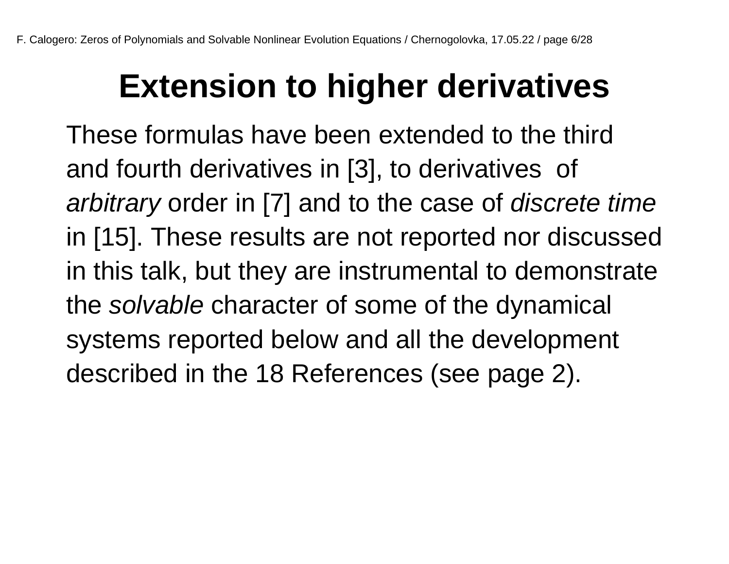# Extension to higher derivatives

These formulas have been extended to the third and fourth derivatives in [3], to derivatives of *arbitrary* order in [7] and to the case of *discrete time* in [15]. These results are not reported nor discussed in this talk, but they are instrumental to demonstrate the *solvable* character of some of the dynamical systems reported below and all the development described in the 18 References (see page 2).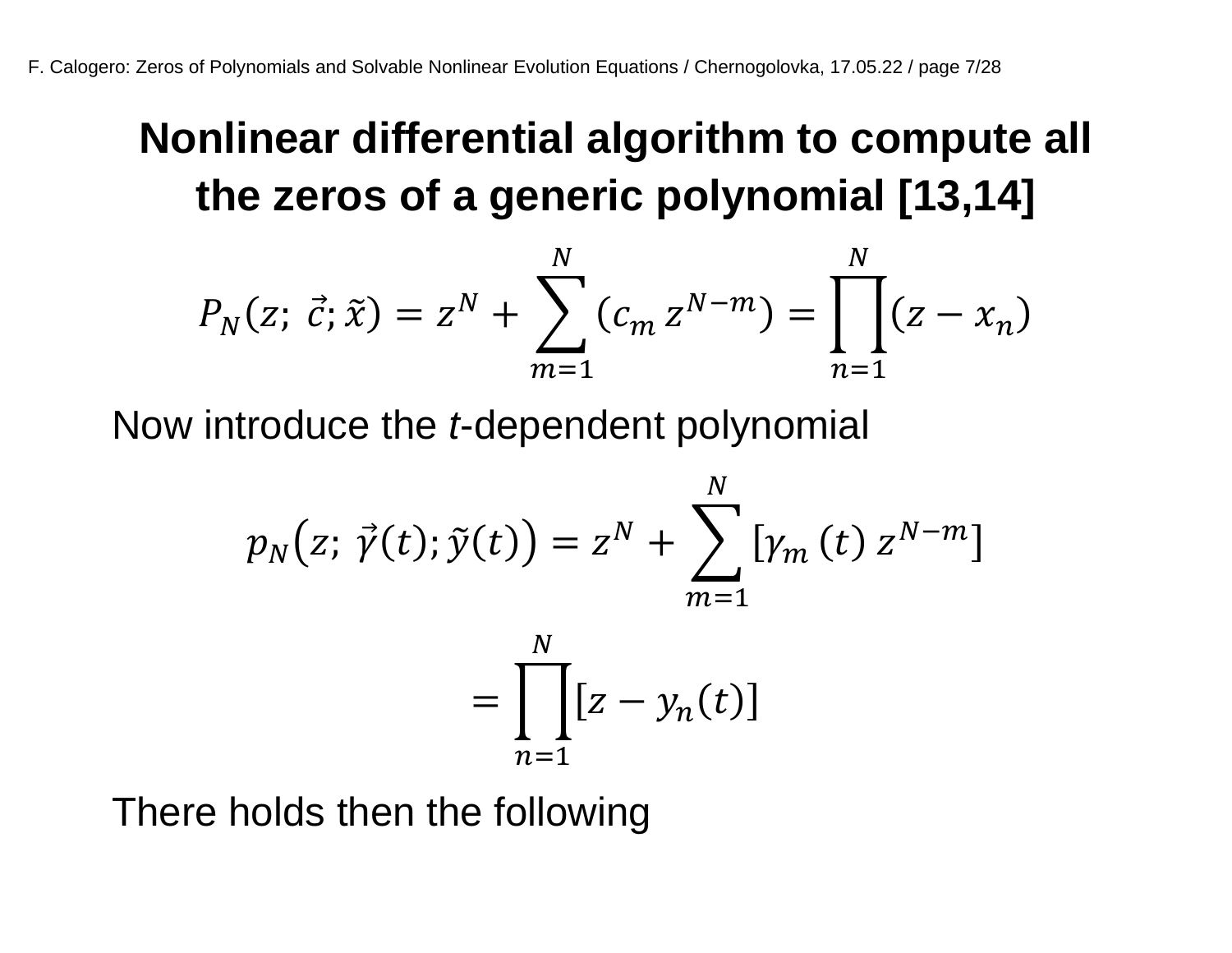# Nonlinear differential algorithm to compute all the zeros of a generic polynomial [13,14]

$$P_N(z;\ \vec{c};\tilde{x}) = z^N + \sum_{m=1}^{N}(c_m\, z^{N-m}) = \prod_{n=1}^{N}(z - x_n)$$

Now introduce the *t*-dependent polynomial

$$p_N\big(z;\ \vec{\gamma}(t);\tilde{y}(t)\big) = z^N + \sum_{m=1}^{N}[\gamma_m\,(t)\, z^{N-m}]$$

$$= \prod_{n=1}^{N}[z - y_n(t)]$$

There holds then the following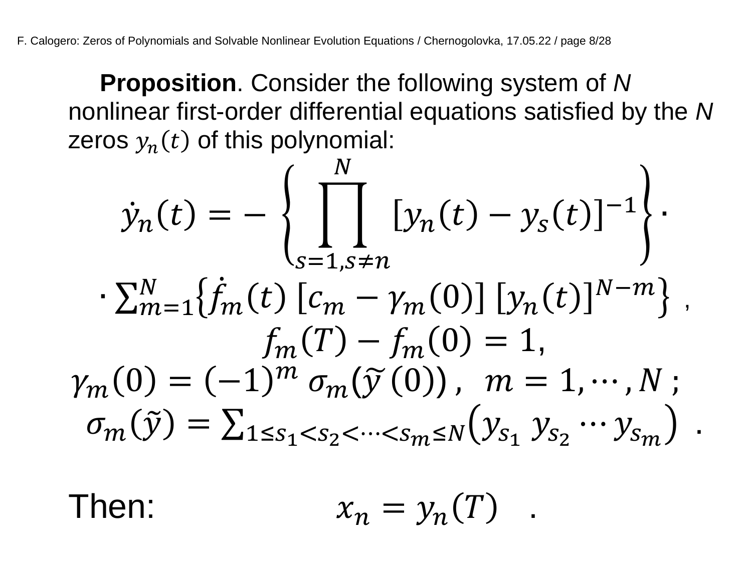**Proposition**. Consider the following system of *N* nonlinear first-order differential equations satisfied by the *N* zeros $y_n(t)$ of this polynomial:

$$\dot{y}_n(t) = -\left\{\prod_{s=1, s \neq n}^{N} [y_n(t) - y_s(t)]^{-1}\right\} \cdot$$

$$\cdot \sum_{m=1}^{N} \left\{\dot{f}_m(t)\, [c_m - \gamma_m(0)]\, [y_n(t)]^{N-m}\right\} ,$$

$$f_m(T) - f_m(0) = 1,$$

$$\gamma_m(0) = (-1)^m\, \sigma_m(\tilde{y}\,(0))\,, \quad m = 1, \cdots, N\,;$$

$$\sigma_m(\tilde{y}) = \sum_{1 \leq s_1 < s_2 < \cdots < s_m \leq N} \left(y_{s_1}\, y_{s_2} \cdots y_{s_m}\right) \, .$$

Then: $$x_n = y_n(T) \quad .$$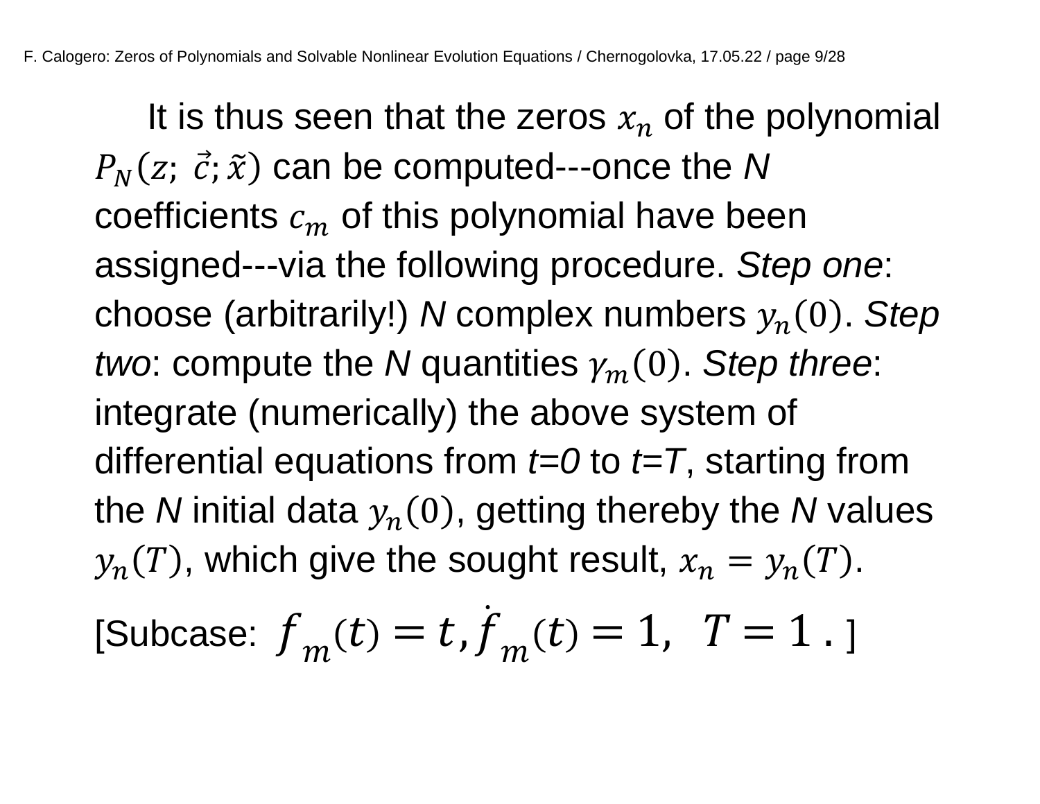It is thus seen that the zeros $x_n$ of the polynomial $P_N(z;\ \vec{c}; \tilde{x})$ can be computed---once the *N* coefficients $c_m$ of this polynomial have been assigned---via the following procedure. *Step one*: choose (arbitrarily!) *N* complex numbers $y_n(0)$. *Step two*: compute the *N* quantities $\gamma_m(0)$. *Step three*: integrate (numerically) the above system of differential equations from *t=0* to *t=T*, starting from the *N* initial data $y_n(0)$, getting thereby the *N* values $y_n(T)$, which give the sought result, $x_n = y_n(T)$.

[Subcase: $f_m(t) = t, \dot{f}_m(t) = 1,\ \ T = 1$ . ]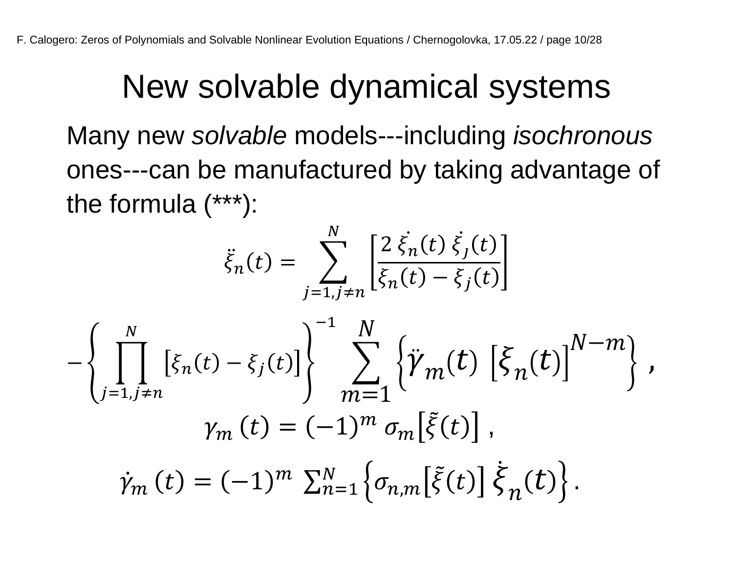# New solvable dynamical systems

Many new *solvable* models---including *isochronous* ones---can be manufactured by taking advantage of the formula (***):

$$\ddot{\xi}_n(t) = \sum_{j=1, j\neq n}^{N} \left[ \frac{2\, \dot{\xi}_n(t)\, \dot{\xi}_J(t)}{\xi_n(t) - \xi_j(t)} \right]$$

$$- \left\{ \prod_{j=1, j\neq n}^{N} \left[ \xi_n(t) - \xi_j(t) \right] \right\}^{-1} \sum_{m=1}^{N} \left\{ \ddot{\gamma}_m(t) \left[ \xi_n(t) \right]^{N-m} \right\} ,$$

$$\gamma_m(t) = (-1)^m \, \sigma_m\left[ \tilde{\xi}(t) \right] ,$$

$$\dot{\gamma}_m(t) = (-1)^m \sum_{n=1}^{N} \left\{ \sigma_{n,m}\left[ \tilde{\xi}(t) \right] \dot{\xi}_n(t) \right\} .$$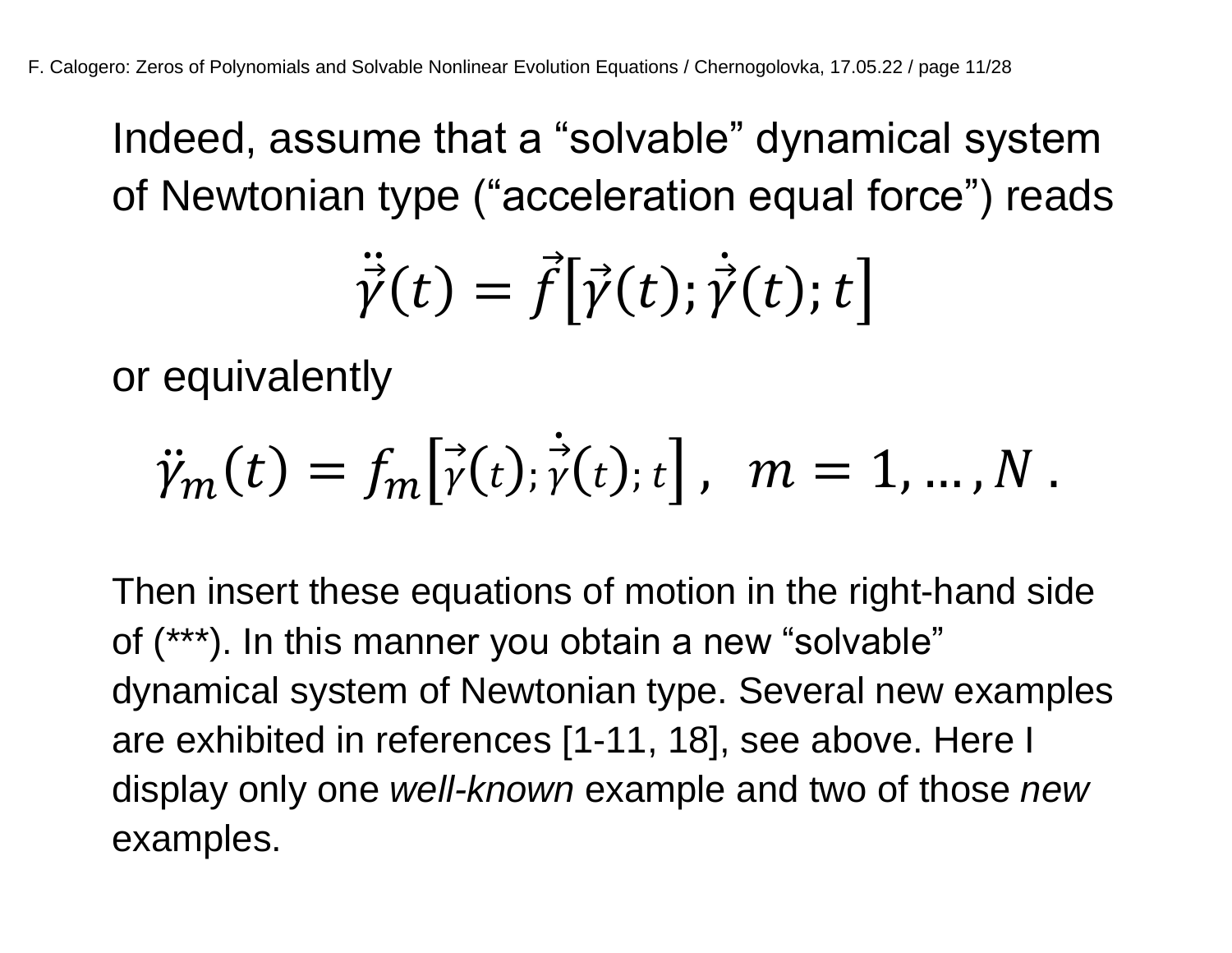Indeed, assume that a “solvable” dynamical system of Newtonian type (“acceleration equal force”) reads

$$\ddot{\vec{\gamma}}(t) = \vec{f}\left[\vec{\gamma}(t); \dot{\vec{\gamma}}(t); t\right]$$

or equivalently

$$\ddot{\gamma}_m(t) = f_m\left[\vec{\gamma}(t); \dot{\vec{\gamma}}(t); t\right], \quad m = 1, \ldots, N \, .$$

Then insert these equations of motion in the right-hand side of (***). In this manner you obtain a new “solvable” dynamical system of Newtonian type. Several new examples are exhibited in references [1-11, 18], see above. Here I display only one *well-known* example and two of those *new* examples.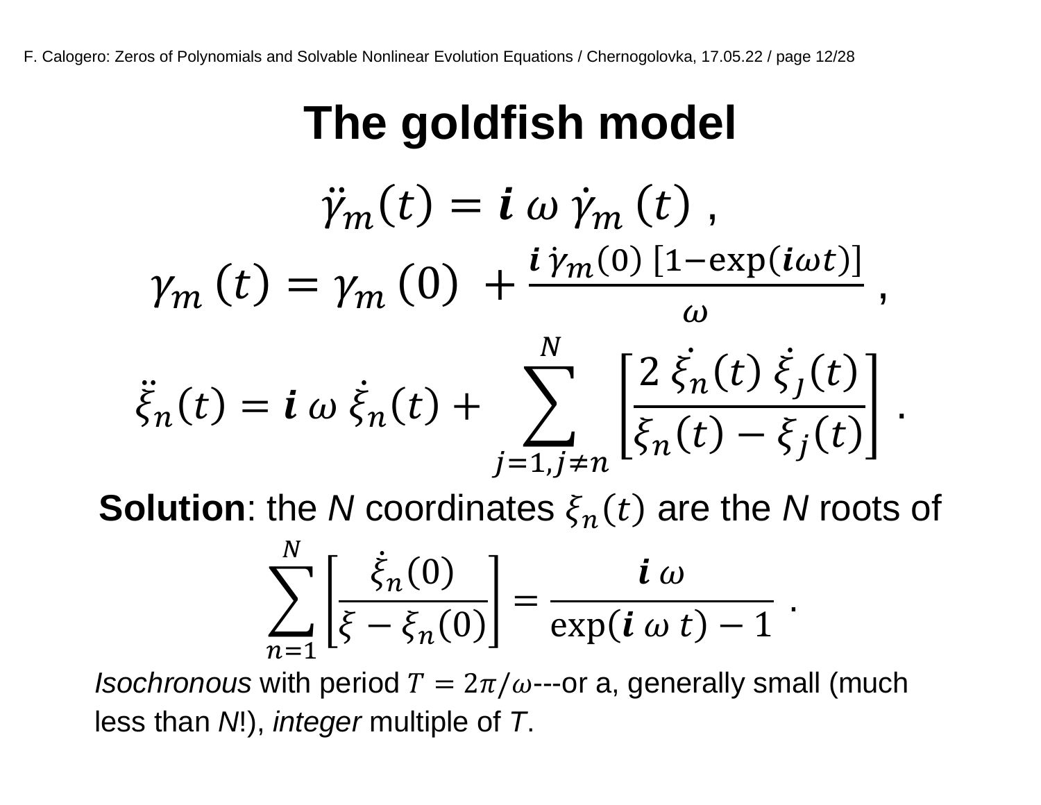# The goldfish model

$$\ddot{\gamma}_m(t) = \boldsymbol{i}\,\omega\,\dot{\gamma}_m\,(t)\ ,$$

$$\gamma_m\,(t) = \gamma_m\,(0)\ + \frac{\boldsymbol{i}\,\dot{\gamma}_m(0)\,[1-\exp(\boldsymbol{i}\omega t)]}{\omega}\ ,$$

$$\ddot{\xi}_n(t) = \boldsymbol{i}\,\omega\,\dot{\xi}_n(t) + \sum_{j=1, j\neq n}^{N}\left[\frac{2\,\dot{\xi}_n(t)\,\dot{\xi}_j(t)}{\xi_n(t) - \xi_j(t)}\right]\ .$$

**Solution**: the *N* coordinates $\xi_n(t)$ are the *N* roots of

$$\sum_{n=1}^{N}\left[\frac{\dot{\xi}_n(0)}{\xi - \xi_n(0)}\right] = \frac{\boldsymbol{i}\,\omega}{\exp(\boldsymbol{i}\,\omega\,t) - 1}\ .$$

*Isochronous* with period $T = 2\pi/\omega$---or a, generally small (much less than *N*!), *integer* multiple of *T*.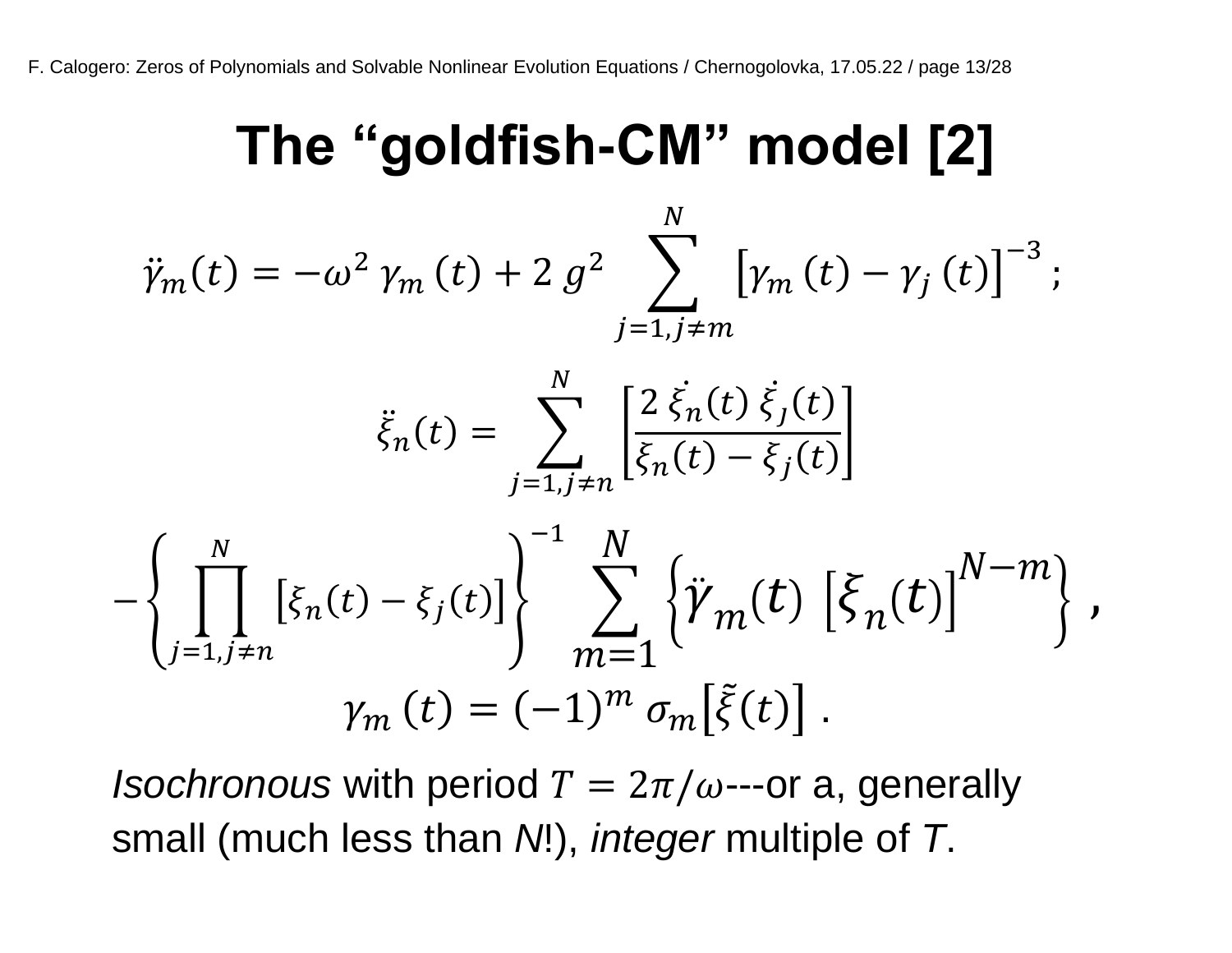# The "goldfish-CM" model [2]

$$\ddot{\gamma}_m(t) = -\omega^2 \, \gamma_m(t) + 2 \, g^2 \sum_{j=1, j \neq m}^{N} \left[\gamma_m(t) - \gamma_j(t)\right]^{-3} ;$$

$$\ddot{\xi}_n(t) = \sum_{j=1, j \neq n}^{N} \left[\frac{2 \, \dot{\xi}_n(t) \, \dot{\xi}_j(t)}{\xi_n(t) - \xi_j(t)}\right]$$

$$-\left\{\prod_{j=1, j \neq n}^{N} \left[\xi_n(t) - \xi_j(t)\right]\right\}^{-1} \sum_{m=1}^{N} \left\{\ddot{\gamma}_m(t) \, \left[\xi_n(t)\right]^{N-m}\right\} ,$$

$$\gamma_m(t) = (-1)^m \, \sigma_m\left[\tilde{\xi}(t)\right] .$$

*Isochronous* with period $T = 2\pi/\omega$---or a, generally small (much less than *N*!), *integer* multiple of *T*.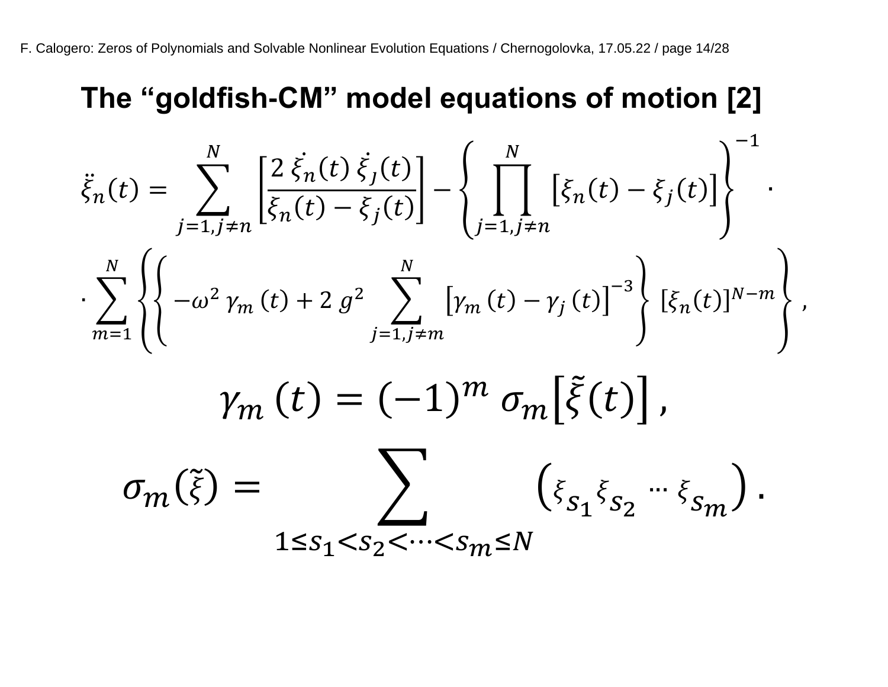# The "goldfish-CM" model equations of motion [2]

$$\ddot{\xi}_n(t) = \sum_{j=1, j\neq n}^{N} \left[\frac{2\,\dot{\xi}_n(t)\,\dot{\xi}_j(t)}{\xi_n(t) - \xi_j(t)}\right] - \left\{\prod_{j=1, j\neq n}^{N} \left[\xi_n(t) - \xi_j(t)\right]\right\}^{-1} \cdot$$

$$\cdot \sum_{m=1}^{N} \left\{\left\{-\omega^2\,\gamma_m\,(t) + 2\,g^2 \sum_{j=1, j\neq m}^{N} \left[\gamma_m\,(t) - \gamma_j\,(t)\right]^{-3}\right\} [\xi_n(t)]^{N-m}\right\},$$

$$\gamma_m\,(t) = (-1)^m\,\sigma_m\left[\tilde{\xi}(t)\right],$$

$$\sigma_m(\tilde{\xi}) = \sum_{1 \leq s_1 < s_2 < \cdots < s_m \leq N} \left(\xi_{s_1}\xi_{s_2} \cdots \xi_{s_m}\right).$$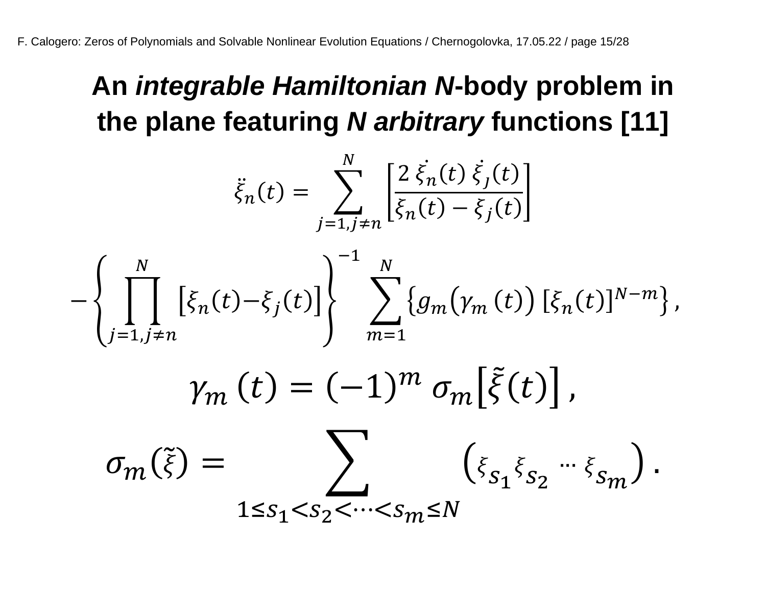# An *integrable Hamiltonian N*-body problem in the plane featuring *N arbitrary* functions [11]

$$\ddot{\xi}_n(t) = \sum_{j=1, j\neq n}^{N} \left[ \frac{2\,\dot{\xi}_n(t)\,\dot{\xi}_j(t)}{\xi_n(t) - \xi_j(t)} \right]$$

$$-\left\{ \prod_{j=1, j\neq n}^{N} \left[ \xi_n(t) - \xi_j(t) \right] \right\}^{-1} \sum_{m=1}^{N} \left\{ g_m\big(\gamma_m(t)\big) \left[\xi_n(t)\right]^{N-m} \right\},$$

$$\gamma_m(t) = (-1)^m\, \sigma_m\left[\tilde{\xi}(t)\right],$$

$$\sigma_m(\tilde{\xi}) = \sum_{1 \leq s_1 < s_2 < \cdots < s_m \leq N} \left( \xi_{s_1} \xi_{s_2} \cdots \xi_{s_m} \right).$$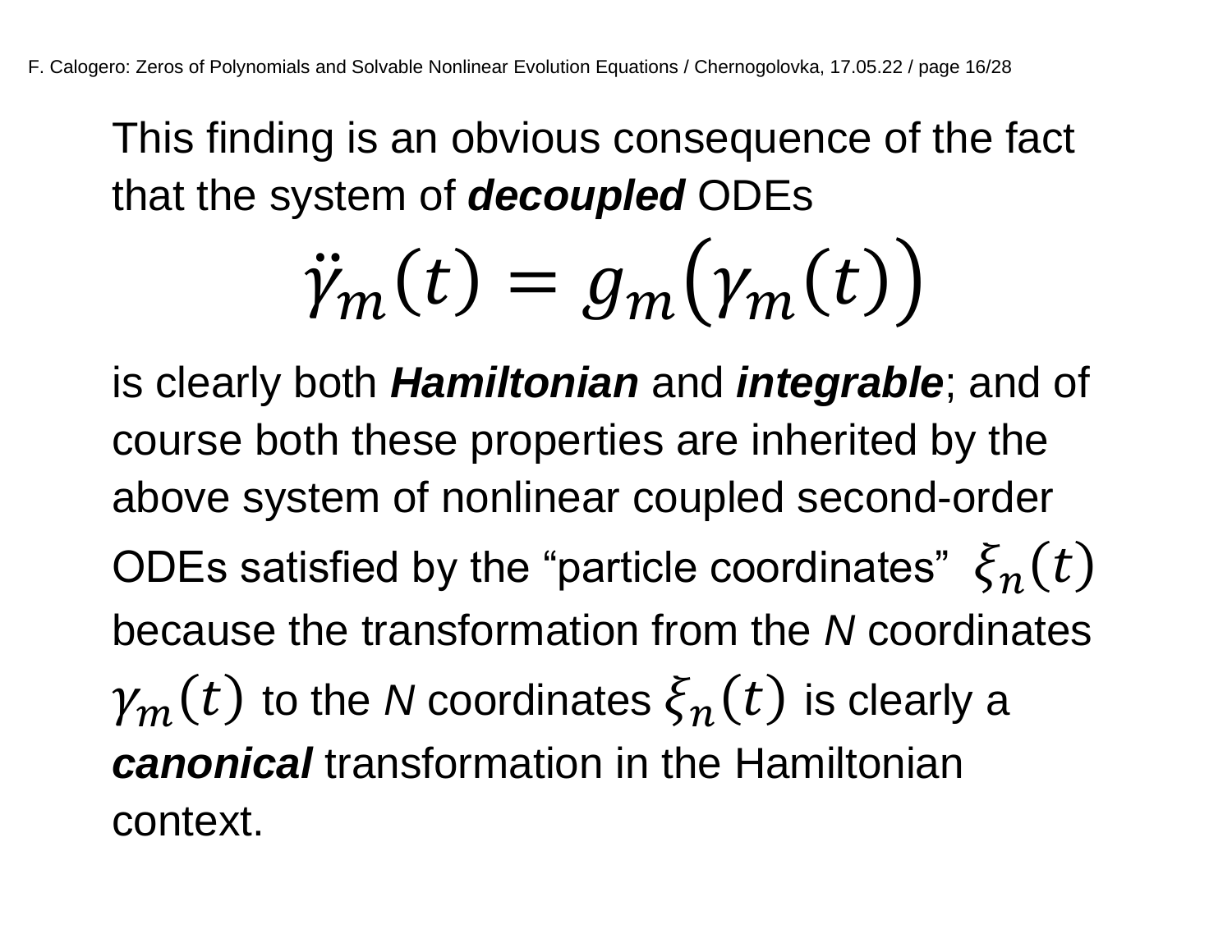This finding is an obvious consequence of the fact that the system of ***decoupled*** ODEs

$$\ddot{\gamma}_m(t) = g_m\big(\gamma_m(t)\big)$$

is clearly both ***Hamiltonian*** and ***integrable***; and of course both these properties are inherited by the above system of nonlinear coupled second-order ODEs satisfied by the "particle coordinates" $\xi_n(t)$ because the transformation from the *N* coordinates $\gamma_m(t)$ to the *N* coordinates $\xi_n(t)$ is clearly a ***canonical*** transformation in the Hamiltonian context.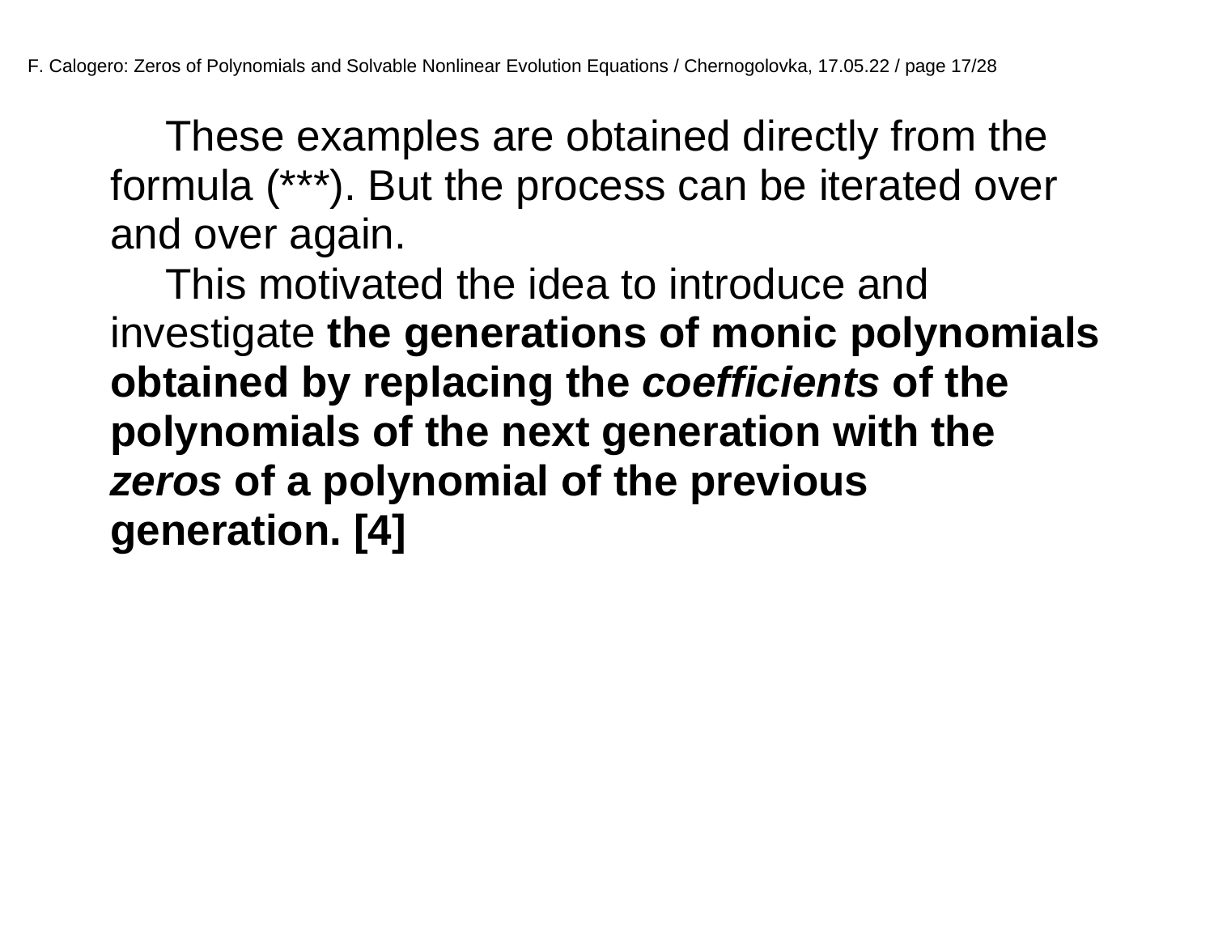These examples are obtained directly from the formula (***). But the process can be iterated over and over again.

This motivated the idea to introduce and investigate **the generations of monic polynomials obtained by replacing the *coefficients* of the polynomials of the next generation with the *zeros* of a polynomial of the previous generation. [4]**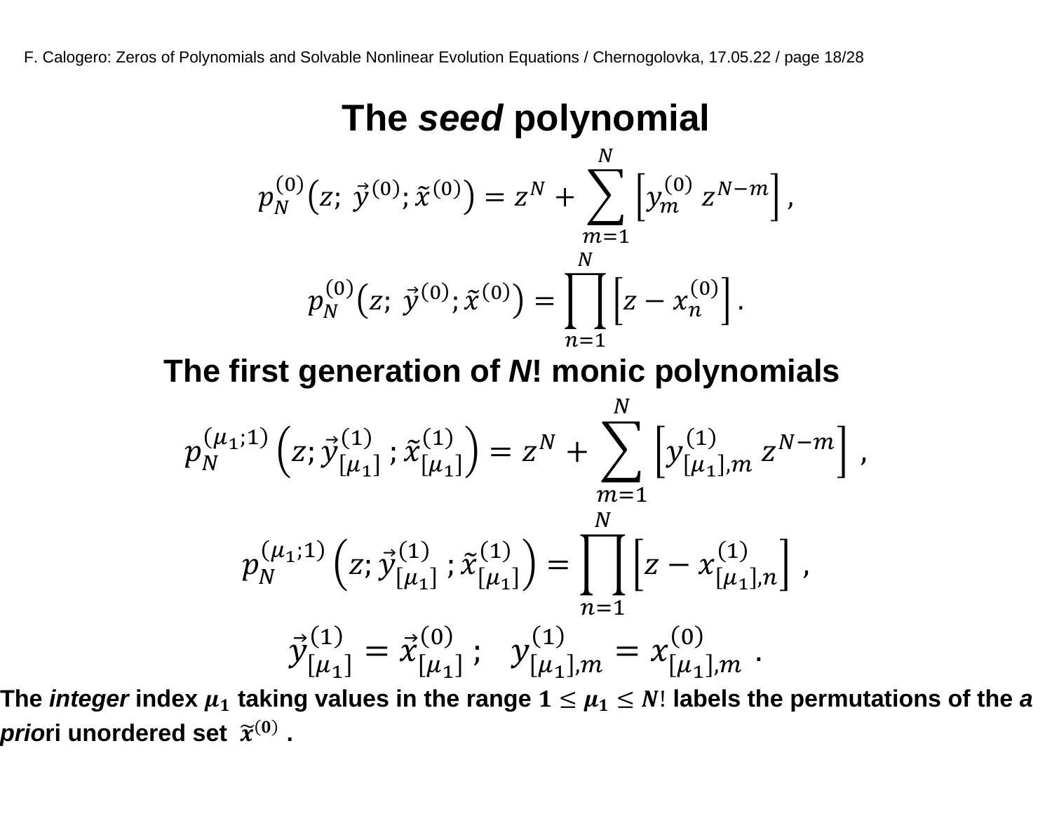# The *seed* polynomial

$$p_N^{(0)}\left(z;\ \vec{y}^{(0)};\tilde{x}^{(0)}\right) = z^N + \sum_{m=1}^{N}\left[y_m^{(0)}\ z^{N-m}\right],$$

$$p_N^{(0)}\left(z;\ \vec{y}^{(0)};\tilde{x}^{(0)}\right) = \prod_{n=1}^{N}\left[z - x_n^{(0)}\right].$$

## The first generation of *N*! monic polynomials

$$p_N^{(\mu_1;1)}\left(z;\vec{y}_{[\mu_1]}^{(1)};\tilde{x}_{[\mu_1]}^{(1)}\right) = z^N + \sum_{m=1}^{N}\left[y_{[\mu_1],m}^{(1)}\ z^{N-m}\right],$$

$$p_N^{(\mu_1;1)}\left(z;\vec{y}_{[\mu_1]}^{(1)};\tilde{x}_{[\mu_1]}^{(1)}\right) = \prod_{n=1}^{N}\left[z - x_{[\mu_1],n}^{(1)}\right],$$

$$\vec{y}_{[\mu_1]}^{(1)} = \vec{x}_{[\mu_1]}^{(0)}\ ;\quad y_{[\mu_1],m}^{(1)} = x_{[\mu_1],m}^{(0)}\ .$$

**The *integer* index $\boldsymbol{\mu_1}$ taking values in the range $1 \leq \boldsymbol{\mu_1} \leq N!$ labels the permutations of the *a prio*ri unordered set $\tilde{\boldsymbol{x}}^{(\mathbf{0})}$ .**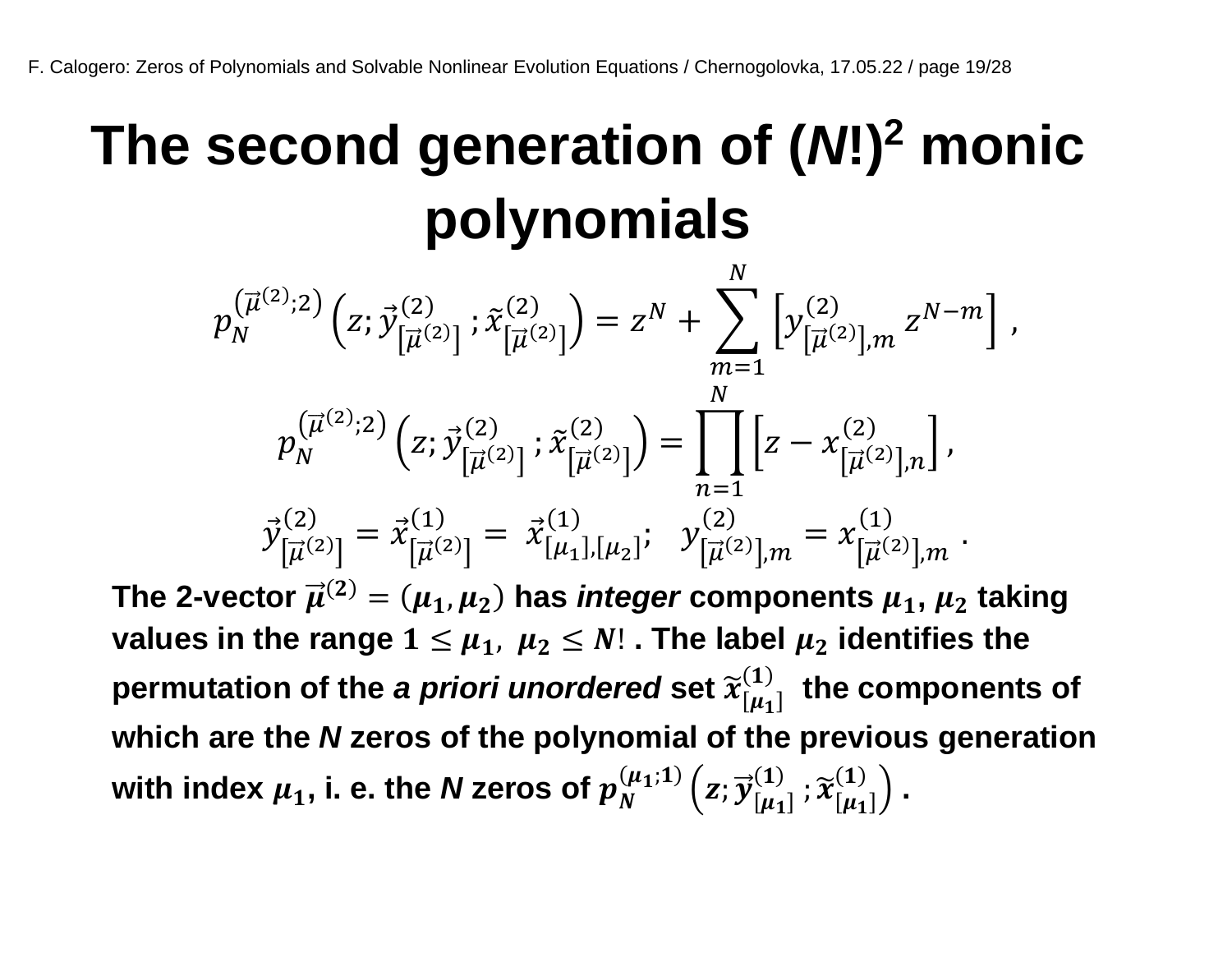# The second generation of $(N!)^2$ monic polynomials

$$p_N^{\left(\vec{\mu}^{(2)};2\right)}\left(z;\vec{y}^{(2)}_{\left[\vec{\mu}^{(2)}\right]};\tilde{x}^{(2)}_{\left[\vec{\mu}^{(2)}\right]}\right) = z^N + \sum_{m=1}^{N}\left[y^{(2)}_{\left[\vec{\mu}^{(2)}\right],m}\, z^{N-m}\right],$$

$$p_N^{\left(\vec{\mu}^{(2)};2\right)}\left(z;\vec{y}^{(2)}_{\left[\vec{\mu}^{(2)}\right]};\tilde{x}^{(2)}_{\left[\vec{\mu}^{(2)}\right]}\right) = \prod_{n=1}^{N}\left[z - x^{(2)}_{\left[\vec{\mu}^{(2)}\right],n}\right],$$

$$\vec{y}^{(2)}_{\left[\vec{\mu}^{(2)}\right]} = \vec{x}^{(1)}_{\left[\vec{\mu}^{(2)}\right]} = \vec{x}^{(1)}_{[\mu_1],[\mu_2]}; \quad y^{(2)}_{\left[\vec{\mu}^{(2)}\right],m} = x^{(1)}_{\left[\vec{\mu}^{(2)}\right],m}.$$

**The 2-vector $\vec{\mu}^{(2)} = (\mu_1, \mu_2)$ has *integer* components $\mu_1$, $\mu_2$ taking values in the range $1 \le \mu_1,\ \mu_2 \le N!$ . The label $\mu_2$ identifies the permutation of the *a priori unordered* set $\tilde{x}^{(1)}_{[\mu_1]}$ the components of which are the *N* zeros of the polynomial of the previous generation with index $\mu_1$, i. e. the *N* zeros of $p_N^{(\mu_1;1)}\left(z;\vec{y}^{(1)}_{[\mu_1]};\tilde{x}^{(1)}_{[\mu_1]}\right)$.**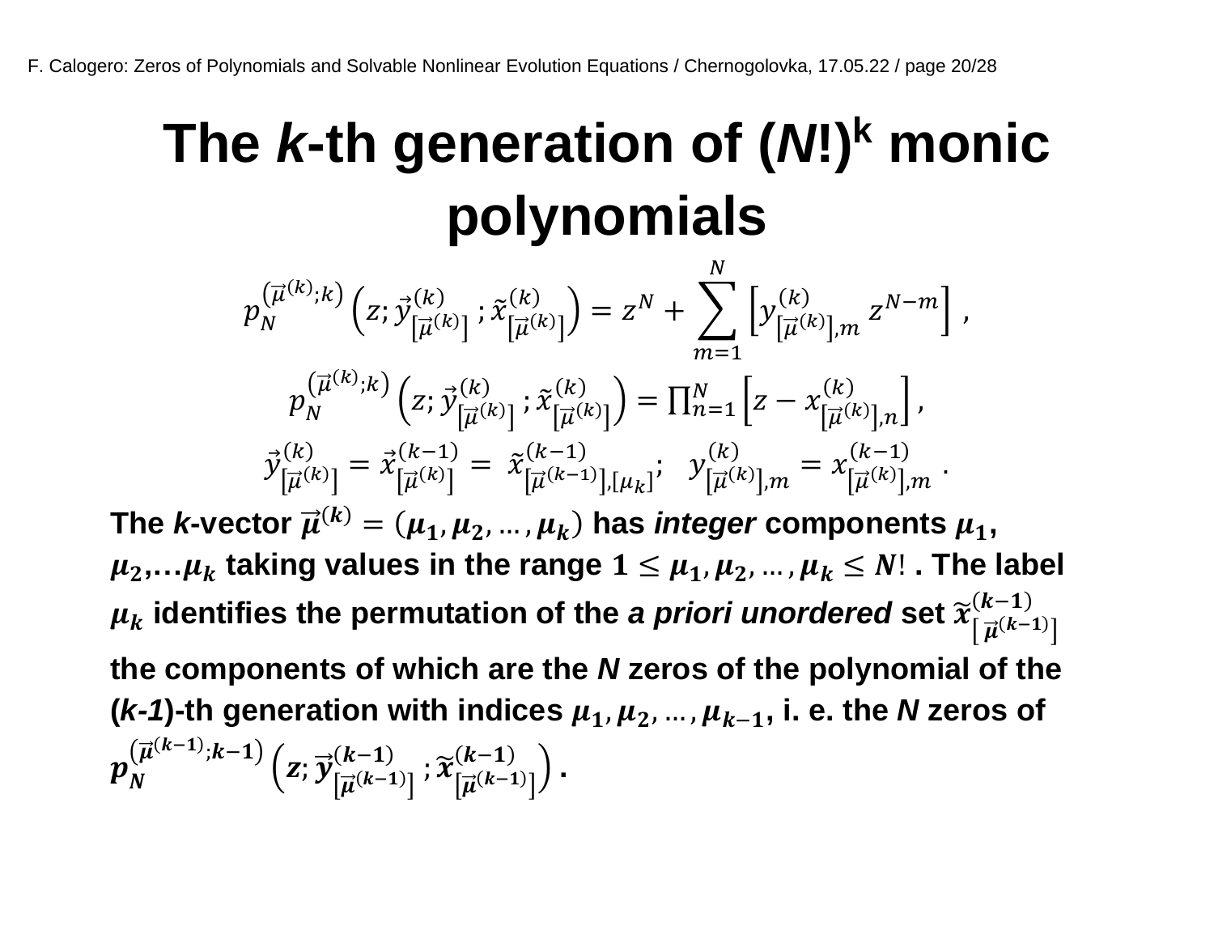# The *k*-th generation of $(N!)^{k}$ monic polynomials

$$p_N^{(\vec{\mu}^{(k)};k)}\left(z;\vec{y}^{(k)}_{[\vec{\mu}^{(k)}]};\tilde{x}^{(k)}_{[\vec{\mu}^{(k)}]}\right)=z^N+\sum_{m=1}^{N}\left[y^{(k)}_{[\vec{\mu}^{(k)}],m}\,z^{N-m}\right],$$

$$p_N^{(\vec{\mu}^{(k)};k)}\left(z;\vec{y}^{(k)}_{[\vec{\mu}^{(k)}]};\tilde{x}^{(k)}_{[\vec{\mu}^{(k)}]}\right)=\prod_{n=1}^{N}\left[z-x^{(k)}_{[\vec{\mu}^{(k)}],n}\right],$$

$$\vec{y}^{(k)}_{[\vec{\mu}^{(k)}]}=\vec{x}^{(k-1)}_{[\vec{\mu}^{(k)}]}=\tilde{x}^{(k-1)}_{[\vec{\mu}^{(k-1)}],[\mu_k]};\quad y^{(k)}_{[\vec{\mu}^{(k)}],m}=x^{(k-1)}_{[\vec{\mu}^{(k)}],m}\,.$$

**The *k*-vector $\vec{\mu}^{(k)}=(\mu_1,\mu_2,\dots,\mu_k)$ has *integer* components $\mu_1$, $\mu_2$,…$\mu_k$ taking values in the range $1\le\mu_1,\mu_2,\dots,\mu_k\le N!$ . The label $\mu_k$ identifies the permutation of the *a priori unordered* set $\tilde{x}^{(k-1)}_{[\vec{\mu}^{(k-1)}]}$ the components of which are the *N* zeros of the polynomial of the (*k-1*)-th generation with indices $\mu_1,\mu_2,\dots,\mu_{k-1}$, i. e. the *N* zeros of $p_N^{(\vec{\mu}^{(k-1)};k-1)}\left(z;\vec{y}^{(k-1)}_{[\vec{\mu}^{(k-1)}]};\tilde{x}^{(k-1)}_{[\vec{\mu}^{(k-1)}]}\right)$ .**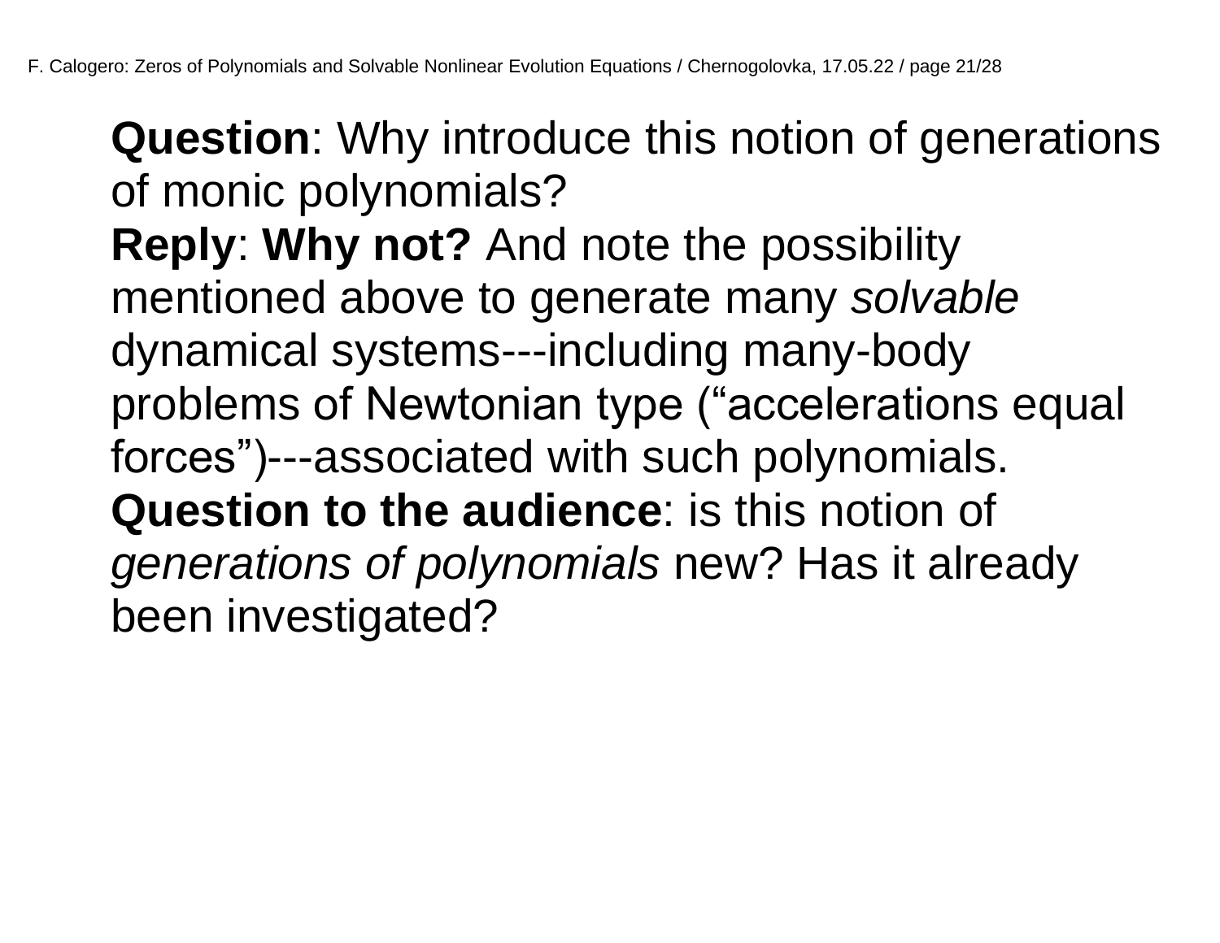**Question**: Why introduce this notion of generations of monic polynomials?
**Reply**: **Why not?** And note the possibility mentioned above to generate many *solvable* dynamical systems---including many-body problems of Newtonian type (“accelerations equal forces”)---associated with such polynomials.
**Question to the audience**: is this notion of *generations of polynomials* new? Has it already been investigated?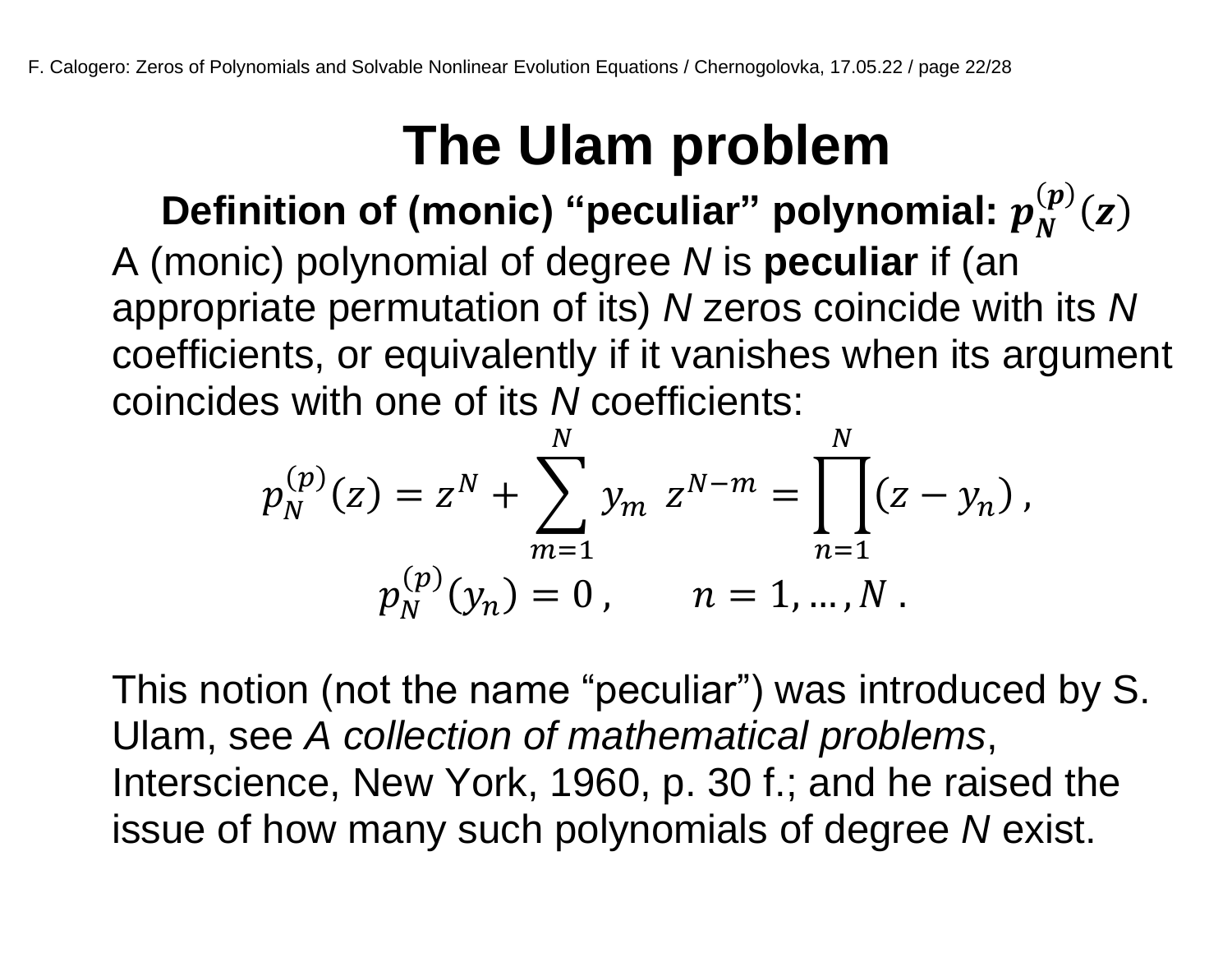# The Ulam problem

**Definition of (monic) "peculiar" polynomial: $p_N^{(p)}(z)$**

A (monic) polynomial of degree *N* is **peculiar** if (an appropriate permutation of its) *N* zeros coincide with its *N* coefficients, or equivalently if it vanishes when its argument coincides with one of its *N* coefficients:

$$p_N^{(p)}(z) = z^N + \sum_{m=1}^{N} y_m \; z^{N-m} = \prod_{n=1}^{N} (z - y_n) \, ,$$

$$p_N^{(p)}(y_n) = 0 \, , \qquad n = 1, \ldots, N \, .$$

This notion (not the name "peculiar") was introduced by S. Ulam, see *A collection of mathematical problems*, Interscience, New York, 1960, p. 30 f.; and he raised the issue of how many such polynomials of degree *N* exist.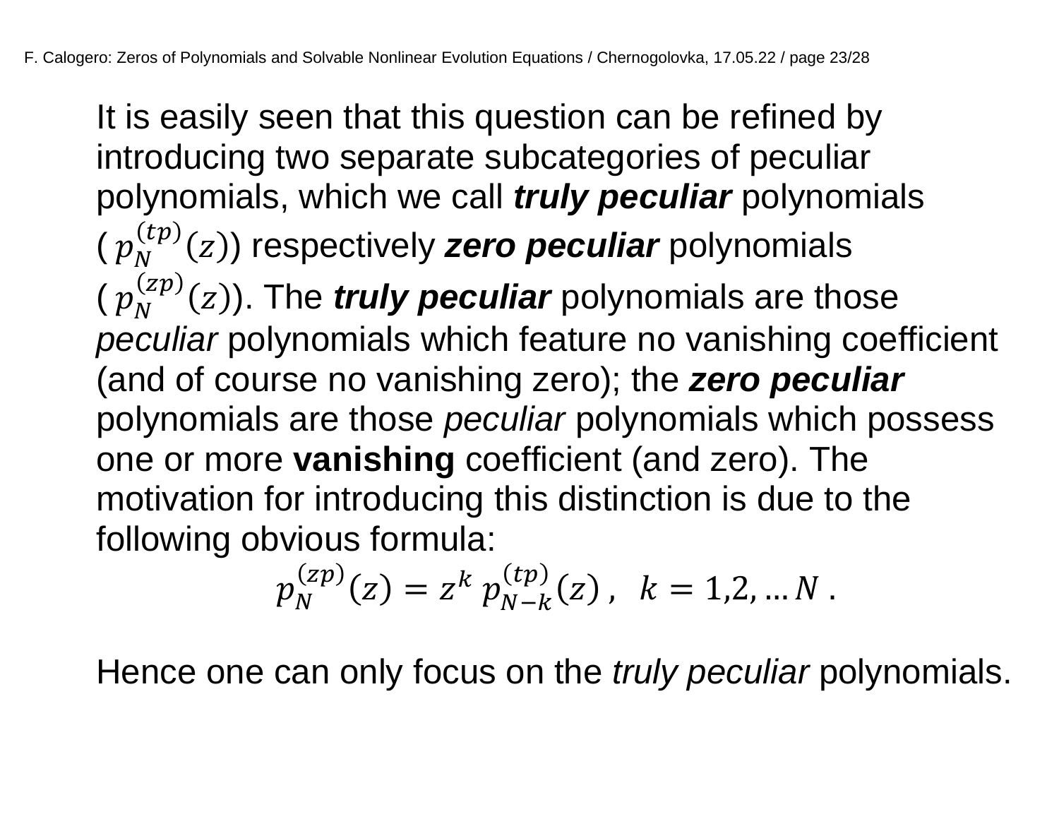It is easily seen that this question can be refined by introducing two separate subcategories of peculiar polynomials, which we call ***truly peculiar*** polynomials ( $p_N^{(tp)}(z)$) respectively ***zero peculiar*** polynomials ( $p_N^{(zp)}(z)$). The ***truly peculiar*** polynomials are those *peculiar* polynomials which feature no vanishing coefficient (and of course no vanishing zero); the ***zero peculiar*** polynomials are those *peculiar* polynomials which possess one or more **vanishing** coefficient (and zero). The motivation for introducing this distinction is due to the following obvious formula:

$$p_N^{(zp)}(z) = z^k \, p_{N-k}^{(tp)}(z) \, , \quad k = 1,2, \dots N \, .$$

Hence one can only focus on the *truly peculiar* polynomials.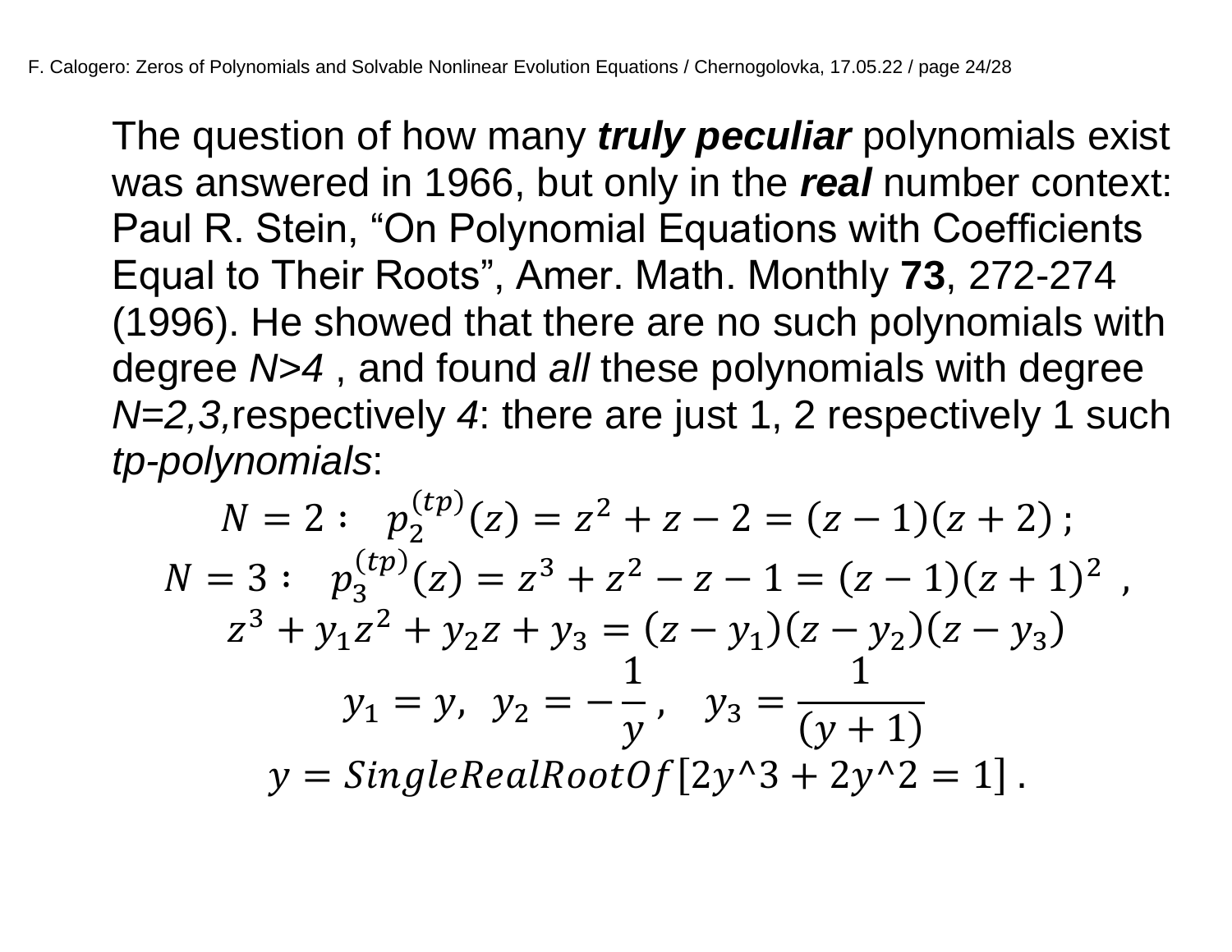The question of how many ***truly peculiar*** polynomials exist was answered in 1966, but only in the ***real*** number context: Paul R. Stein, “On Polynomial Equations with Coefficients Equal to Their Roots”, Amer. Math. Monthly **73**, 272-274 (1996). He showed that there are no such polynomials with degree *N>4* , and found *all* these polynomials with degree *N=2,3,*respectively *4*: there are just 1, 2 respectively 1 such *tp-polynomials*:

$$N = 2: \quad p_2^{(tp)}(z) = z^2 + z - 2 = (z-1)(z+2)\;;$$

$$N = 3: \quad p_3^{(tp)}(z) = z^3 + z^2 - z - 1 = (z-1)(z+1)^2 \;\;,$$

$$z^3 + y_1 z^2 + y_2 z + y_3 = (z - y_1)(z - y_2)(z - y_3)$$

$$y_1 = y,\;\; y_2 = -\frac{1}{y}\,, \quad y_3 = \frac{1}{(y+1)}$$

$$y = SingleRealRootOf\,[2y\text{^}3 + 2y\text{^}2 = 1]\,.$$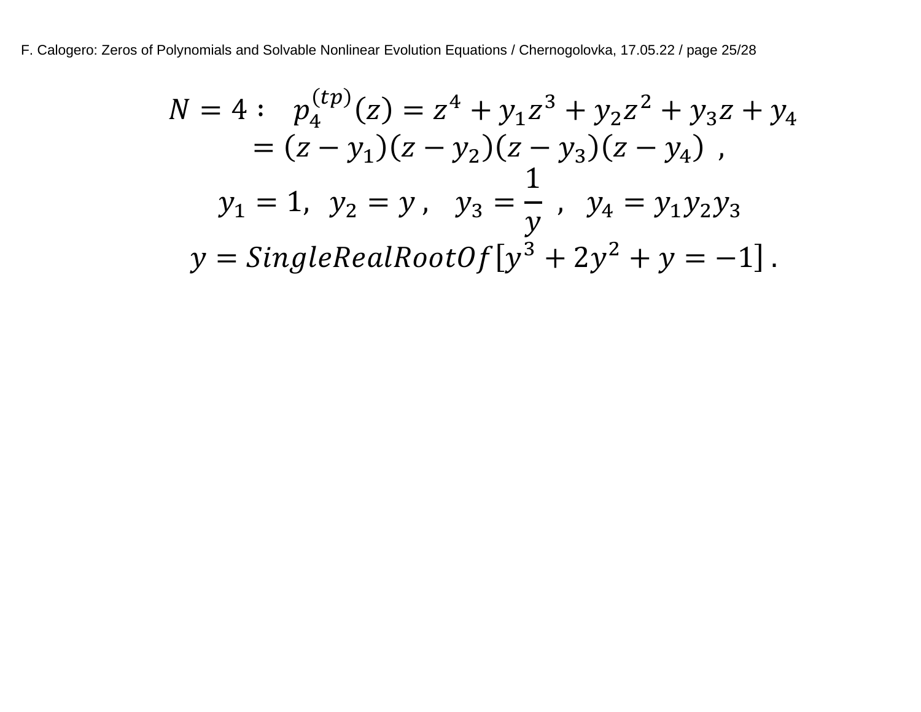$$N = 4: \quad p_4^{(tp)}(z) = z^4 + y_1 z^3 + y_2 z^2 + y_3 z + y_4$$

$$= (z - y_1)(z - y_2)(z - y_3)(z - y_4) \ ,$$

$$y_1 = 1, \ \ y_2 = y \ , \quad y_3 = \frac{1}{y} \ , \quad y_4 = y_1 y_2 y_3$$

$$y = SingleRealRootOf\left[y^3 + 2y^2 + y = -1\right] .$$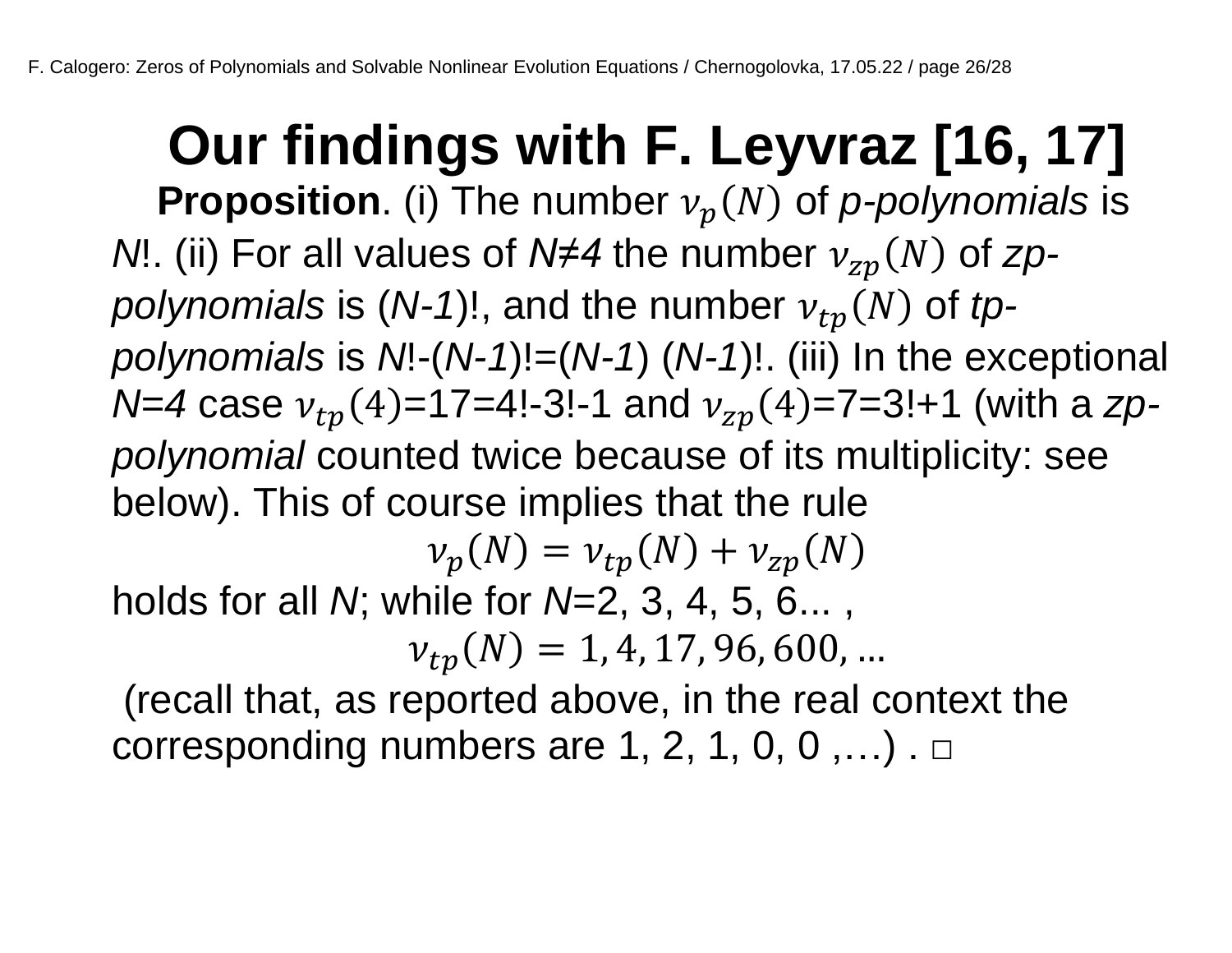# Our findings with F. Leyvraz [16, 17]

**Proposition**. (i) The number $\nu_p(N)$ of *p-polynomials* is *N*!. (ii) For all values of *N≠4* the number $\nu_{zp}(N)$ of *zp-polynomials* is (*N-1*)!, and the number $\nu_{tp}(N)$ of *tp-polynomials* is *N*!-(*N-1*)!=(*N-1*) (*N-1*)!. (iii) In the exceptional *N=4* case $\nu_{tp}(4)$=17=4!-3!-1 and $\nu_{zp}(4)$=7=3!+1 (with a *zp-polynomial* counted twice because of its multiplicity: see below). This of course implies that the rule

$$\nu_p(N) = \nu_{tp}(N) + \nu_{zp}(N)$$

holds for all *N*; while for *N*=2, 3, 4, 5, 6... ,

$$\nu_{tp}(N) = 1, 4, 17, 96, 600, \ldots$$

(recall that, as reported above, in the real context the corresponding numbers are 1, 2, 1, 0, 0 ,…) . □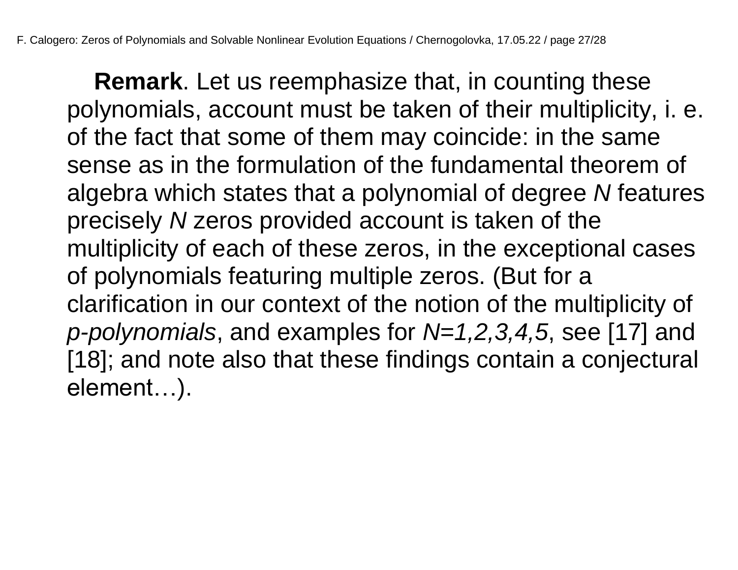**Remark**. Let us reemphasize that, in counting these polynomials, account must be taken of their multiplicity, i. e. of the fact that some of them may coincide: in the same sense as in the formulation of the fundamental theorem of algebra which states that a polynomial of degree $N$ features precisely $N$ zeros provided account is taken of the multiplicity of each of these zeros, in the exceptional cases of polynomials featuring multiple zeros. (But for a clarification in our context of the notion of the multiplicity of *p-polynomials*, and examples for $N=1,2,3,4,5$, see [17] and [18]; and note also that these findings contain a conjectural element…).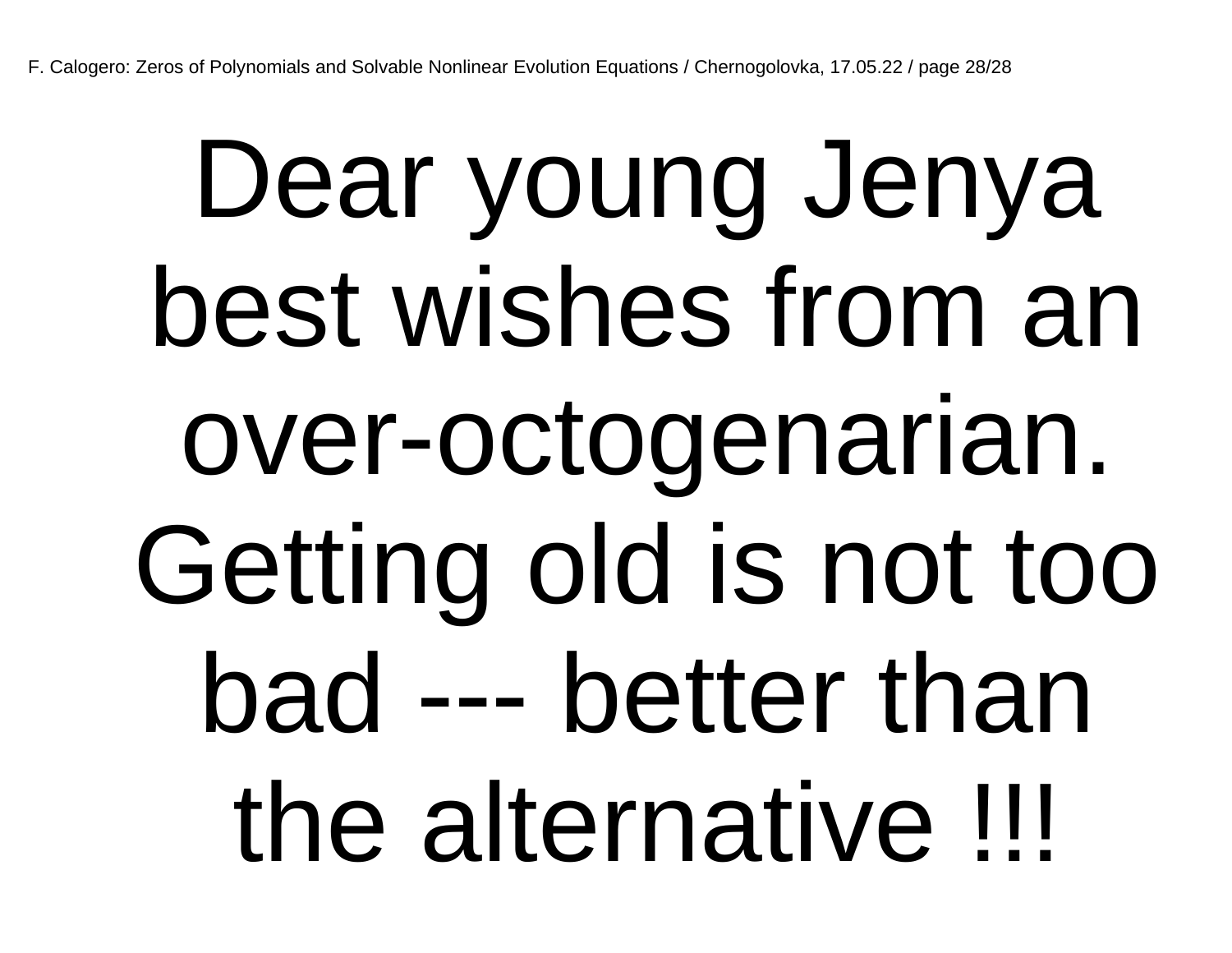Dear young Jenya best wishes from an over-octogenarian. Getting old is not too bad --- better than the alternative !!!